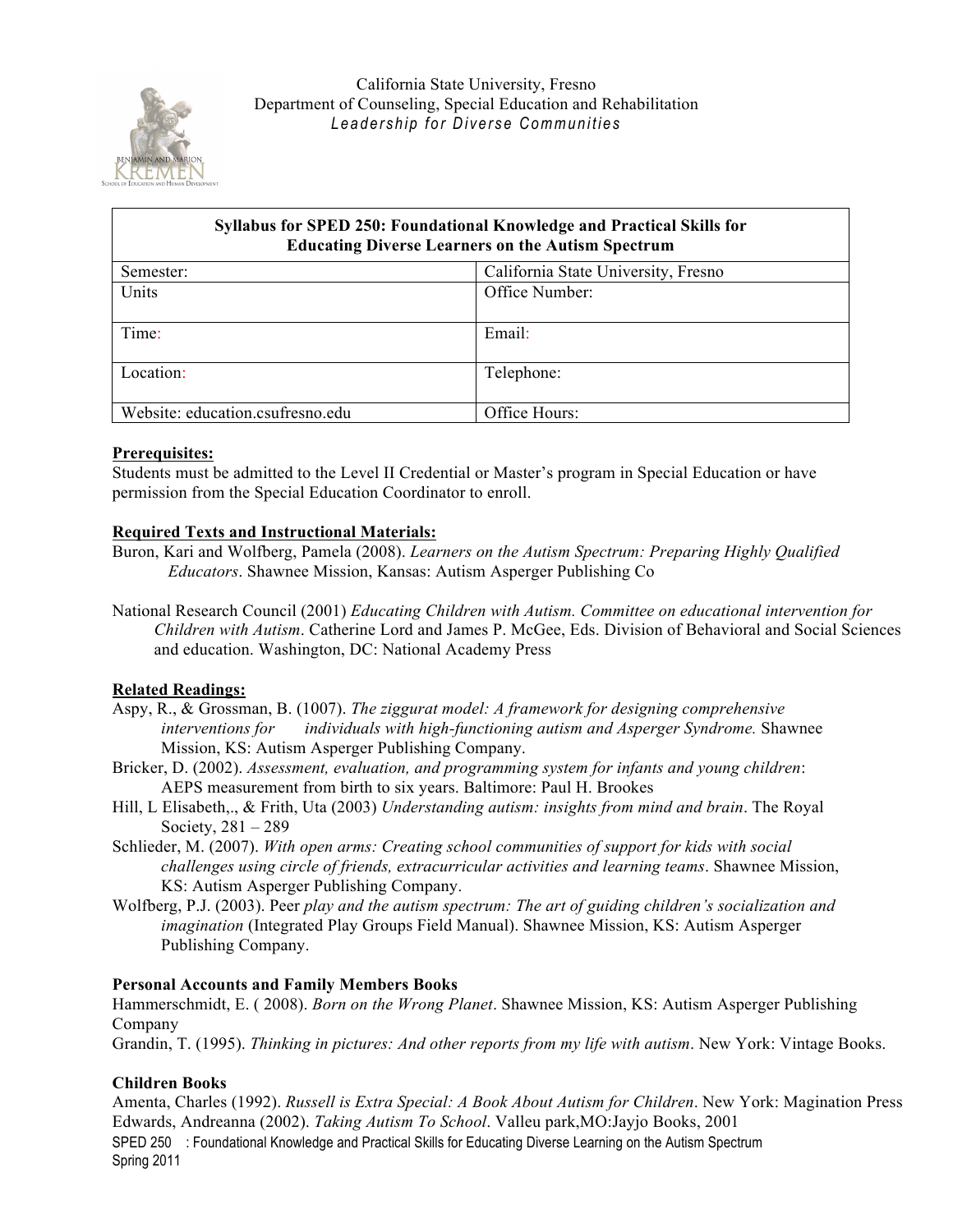California State University, Fresno
Department of Counseling, Special Education and Rehabilitation
*Leadership for Diverse Communities*

| **Syllabus for SPED 250: Foundational Knowledge and Practical Skills for Educating Diverse Learners on the Autism Spectrum** | |
|---|---|
| Semester: | California State University, Fresno |
| Units | Office Number: |
| Time: | Email: |
| Location: | Telephone: |
| Website: education.csufresno.edu | Office Hours: |

**Prerequisites:**
Students must be admitted to the Level II Credential or Master's program in Special Education or have permission from the Special Education Coordinator to enroll.

**Required Texts and Instructional Materials:**
Buron, Kari and Wolfberg, Pamela (2008). *Learners on the Autism Spectrum: Preparing Highly Qualified Educators*. Shawnee Mission, Kansas: Autism Asperger Publishing Co

National Research Council (2001) *Educating Children with Autism. Committee on educational intervention for Children with Autism*. Catherine Lord and James P. McGee, Eds. Division of Behavioral and Social Sciences and education. Washington, DC: National Academy Press

**Related Readings:**
Aspy, R., & Grossman, B. (1007). *The ziggurat model: A framework for designing comprehensive interventions for individuals with high-functioning autism and Asperger Syndrome.* Shawnee Mission, KS: Autism Asperger Publishing Company.
Bricker, D. (2002). *Assessment, evaluation, and programming system for infants and young children*: AEPS measurement from birth to six years. Baltimore: Paul H. Brookes
Hill, L Elisabeth,., & Frith, Uta (2003) *Understanding autism: insights from mind and brain*. The Royal Society, 281 – 289
Schlieder, M. (2007). *With open arms: Creating school communities of support for kids with social challenges using circle of friends, extracurricular activities and learning teams*. Shawnee Mission, KS: Autism Asperger Publishing Company.
Wolfberg, P.J. (2003). Peer *play and the autism spectrum: The art of guiding children's socialization and imagination* (Integrated Play Groups Field Manual). Shawnee Mission, KS: Autism Asperger Publishing Company.

**Personal Accounts and Family Members Books**
Hammerschmidt, E. ( 2008). *Born on the Wrong Planet*. Shawnee Mission, KS: Autism Asperger Publishing Company
Grandin, T. (1995). *Thinking in pictures: And other reports from my life with autism*. New York: Vintage Books.

**Children Books**
Amenta, Charles (1992). *Russell is Extra Special: A Book About Autism for Children*. New York: Magination Press
Edwards, Andreanna (2002). *Taking Autism To School*. Valleu park,MO:Jayjo Books, 2001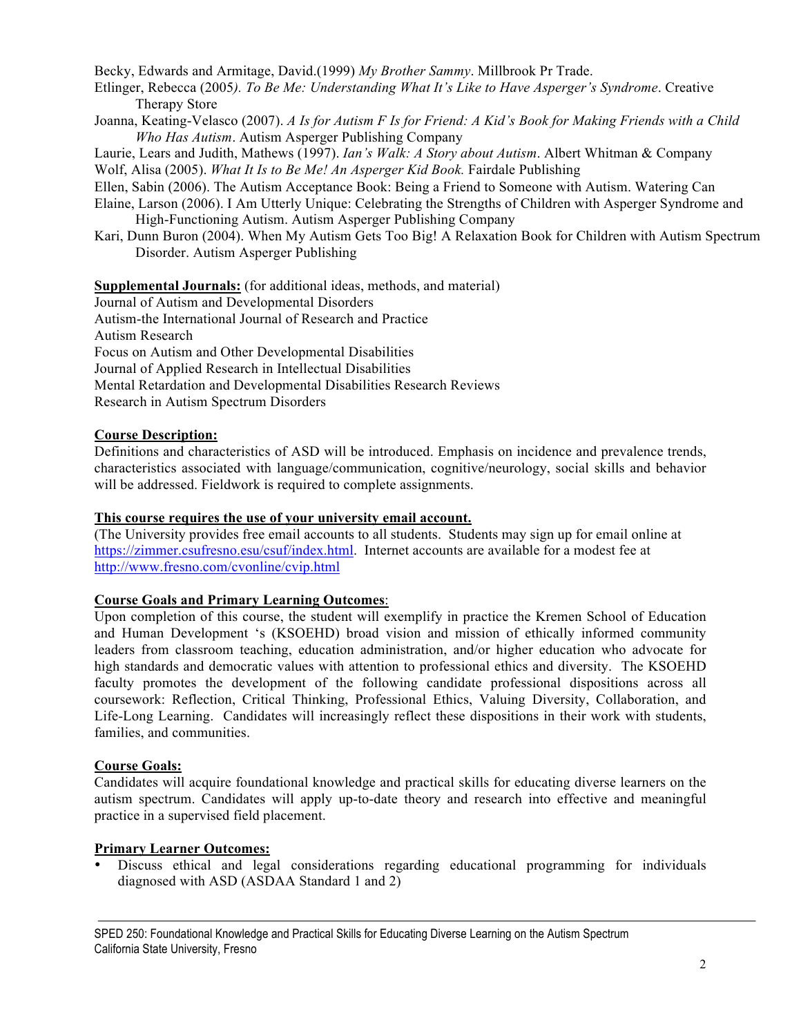Becky, Edwards and Armitage, David.(1999) *My Brother Sammy*. Millbrook Pr Trade.

Etlinger, Rebecca (2005*). To Be Me: Understanding What It's Like to Have Asperger's Syndrome*. Creative Therapy Store

Joanna, Keating-Velasco (2007). *A Is for Autism F Is for Friend: A Kid's Book for Making Friends with a Child Who Has Autism*. Autism Asperger Publishing Company

Laurie, Lears and Judith, Mathews (1997). *Ian's Walk: A Story about Autism*. Albert Whitman & Company

Wolf, Alisa (2005). *What It Is to Be Me! An Asperger Kid Book.* Fairdale Publishing

Ellen, Sabin (2006). The Autism Acceptance Book: Being a Friend to Someone with Autism. Watering Can

Elaine, Larson (2006). I Am Utterly Unique: Celebrating the Strengths of Children with Asperger Syndrome and High-Functioning Autism. Autism Asperger Publishing Company

Kari, Dunn Buron (2004). When My Autism Gets Too Big! A Relaxation Book for Children with Autism Spectrum Disorder. Autism Asperger Publishing

**Supplemental Journals:** (for additional ideas, methods, and material)

Journal of Autism and Developmental Disorders
Autism-the International Journal of Research and Practice
Autism Research
Focus on Autism and Other Developmental Disabilities
Journal of Applied Research in Intellectual Disabilities
Mental Retardation and Developmental Disabilities Research Reviews
Research in Autism Spectrum Disorders

**Course Description:**

Definitions and characteristics of ASD will be introduced. Emphasis on incidence and prevalence trends, characteristics associated with language/communication, cognitive/neurology, social skills and behavior will be addressed. Fieldwork is required to complete assignments.

**This course requires the use of your university email account.**

(The University provides free email accounts to all students. Students may sign up for email online at https://zimmer.csufresno.esu/csuf/index.html. Internet accounts are available for a modest fee at http://www.fresno.com/cvonline/cvip.html

**Course Goals and Primary Learning Outcomes**:

Upon completion of this course, the student will exemplify in practice the Kremen School of Education and Human Development 's (KSOEHD) broad vision and mission of ethically informed community leaders from classroom teaching, education administration, and/or higher education who advocate for high standards and democratic values with attention to professional ethics and diversity. The KSOEHD faculty promotes the development of the following candidate professional dispositions across all coursework: Reflection, Critical Thinking, Professional Ethics, Valuing Diversity, Collaboration, and Life-Long Learning. Candidates will increasingly reflect these dispositions in their work with students, families, and communities.

**Course Goals:**

Candidates will acquire foundational knowledge and practical skills for educating diverse learners on the autism spectrum. Candidates will apply up-to-date theory and research into effective and meaningful practice in a supervised field placement.

**Primary Learner Outcomes:**

- Discuss ethical and legal considerations regarding educational programming for individuals diagnosed with ASD (ASDAA Standard 1 and 2)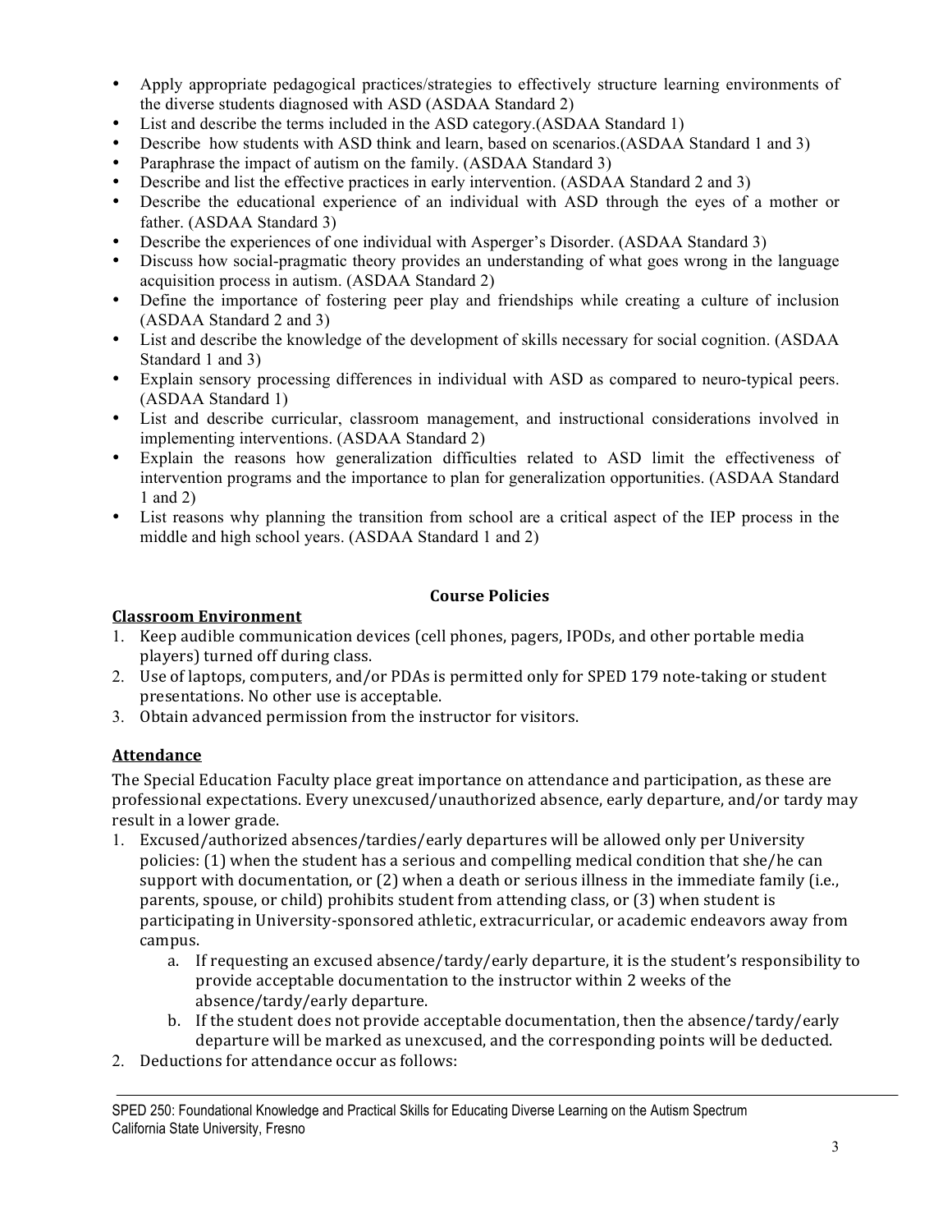- Apply appropriate pedagogical practices/strategies to effectively structure learning environments of the diverse students diagnosed with ASD (ASDAA Standard 2)
- List and describe the terms included in the ASD category.(ASDAA Standard 1)
- Describe how students with ASD think and learn, based on scenarios.(ASDAA Standard 1 and 3)
- Paraphrase the impact of autism on the family. (ASDAA Standard 3)
- Describe and list the effective practices in early intervention. (ASDAA Standard 2 and 3)
- Describe the educational experience of an individual with ASD through the eyes of a mother or father. (ASDAA Standard 3)
- Describe the experiences of one individual with Asperger's Disorder. (ASDAA Standard 3)
- Discuss how social-pragmatic theory provides an understanding of what goes wrong in the language acquisition process in autism. (ASDAA Standard 2)
- Define the importance of fostering peer play and friendships while creating a culture of inclusion (ASDAA Standard 2 and 3)
- List and describe the knowledge of the development of skills necessary for social cognition. (ASDAA Standard 1 and 3)
- Explain sensory processing differences in individual with ASD as compared to neuro-typical peers. (ASDAA Standard 1)
- List and describe curricular, classroom management, and instructional considerations involved in implementing interventions. (ASDAA Standard 2)
- Explain the reasons how generalization difficulties related to ASD limit the effectiveness of intervention programs and the importance to plan for generalization opportunities. (ASDAA Standard 1 and 2)
- List reasons why planning the transition from school are a critical aspect of the IEP process in the middle and high school years. (ASDAA Standard 1 and 2)

## Course Policies

### Classroom Environment

1. Keep audible communication devices (cell phones, pagers, IPODs, and other portable media players) turned off during class.
2. Use of laptops, computers, and/or PDAs is permitted only for SPED 179 note-taking or student presentations. No other use is acceptable.
3. Obtain advanced permission from the instructor for visitors.

### Attendance

The Special Education Faculty place great importance on attendance and participation, as these are professional expectations. Every unexcused/unauthorized absence, early departure, and/or tardy may result in a lower grade.

1. Excused/authorized absences/tardies/early departures will be allowed only per University policies: (1) when the student has a serious and compelling medical condition that she/he can support with documentation, or (2) when a death or serious illness in the immediate family (i.e., parents, spouse, or child) prohibits student from attending class, or (3) when student is participating in University-sponsored athletic, extracurricular, or academic endeavors away from campus.
   a. If requesting an excused absence/tardy/early departure, it is the student's responsibility to provide acceptable documentation to the instructor within 2 weeks of the absence/tardy/early departure.
   b. If the student does not provide acceptable documentation, then the absence/tardy/early departure will be marked as unexcused, and the corresponding points will be deducted.
2. Deductions for attendance occur as follows: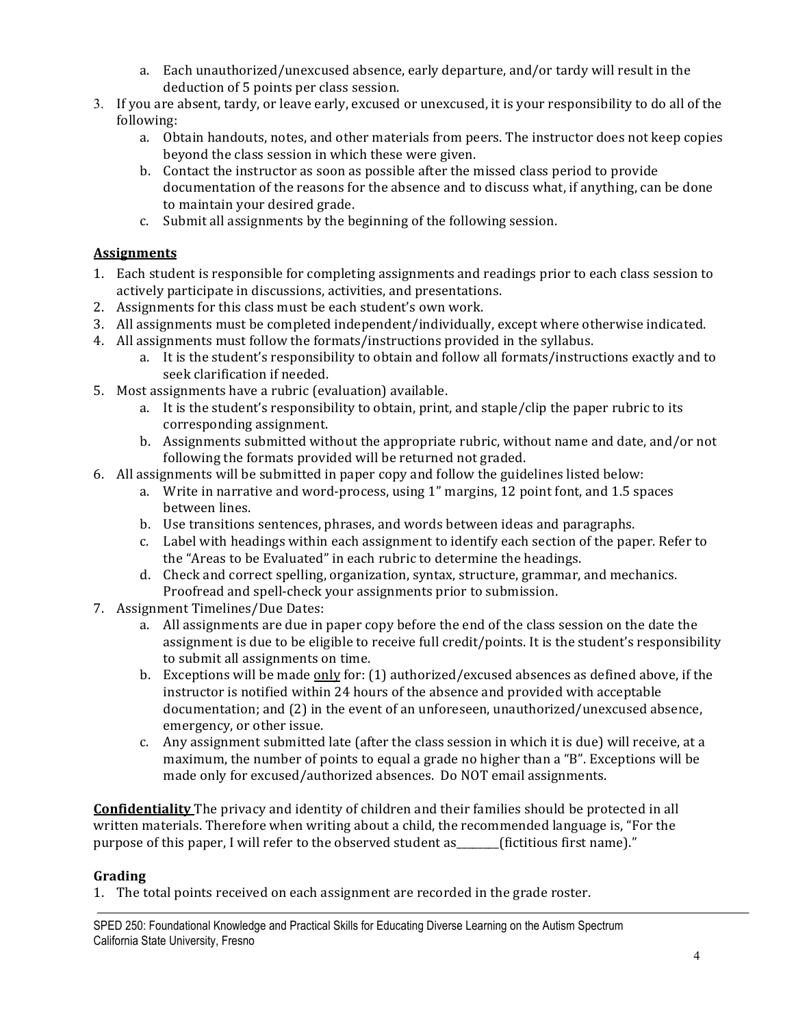a. Each unauthorized/unexcused absence, early departure, and/or tardy will result in the deduction of 5 points per class session.

3. If you are absent, tardy, or leave early, excused or unexcused, it is your responsibility to do all of the following:
   a. Obtain handouts, notes, and other materials from peers. The instructor does not keep copies beyond the class session in which these were given.
   b. Contact the instructor as soon as possible after the missed class period to provide documentation of the reasons for the absence and to discuss what, if anything, can be done to maintain your desired grade.
   c. Submit all assignments by the beginning of the following session.

## Assignments

1. Each student is responsible for completing assignments and readings prior to each class session to actively participate in discussions, activities, and presentations.
2. Assignments for this class must be each student's own work.
3. All assignments must be completed independent/individually, except where otherwise indicated.
4. All assignments must follow the formats/instructions provided in the syllabus.
   a. It is the student's responsibility to obtain and follow all formats/instructions exactly and to seek clarification if needed.
5. Most assignments have a rubric (evaluation) available.
   a. It is the student's responsibility to obtain, print, and staple/clip the paper rubric to its corresponding assignment.
   b. Assignments submitted without the appropriate rubric, without name and date, and/or not following the formats provided will be returned not graded.
6. All assignments will be submitted in paper copy and follow the guidelines listed below:
   a. Write in narrative and word-process, using 1" margins, 12 point font, and 1.5 spaces between lines.
   b. Use transitions sentences, phrases, and words between ideas and paragraphs.
   c. Label with headings within each assignment to identify each section of the paper. Refer to the "Areas to be Evaluated" in each rubric to determine the headings.
   d. Check and correct spelling, organization, syntax, structure, grammar, and mechanics. Proofread and spell-check your assignments prior to submission.
7. Assignment Timelines/Due Dates:
   a. All assignments are due in paper copy before the end of the class session on the date the assignment is due to be eligible to receive full credit/points. It is the student's responsibility to submit all assignments on time.
   b. Exceptions will be made only for: (1) authorized/excused absences as defined above, if the instructor is notified within 24 hours of the absence and provided with acceptable documentation; and (2) in the event of an unforeseen, unauthorized/unexcused absence, emergency, or other issue.
   c. Any assignment submitted late (after the class session in which it is due) will receive, at a maximum, the number of points to equal a grade no higher than a "B". Exceptions will be made only for excused/authorized absences. Do NOT email assignments.

**Confidentiality** The privacy and identity of children and their families should be protected in all written materials. Therefore when writing about a child, the recommended language is, "For the purpose of this paper, I will refer to the observed student as________(fictitious first name)."

## Grading

1. The total points received on each assignment are recorded in the grade roster.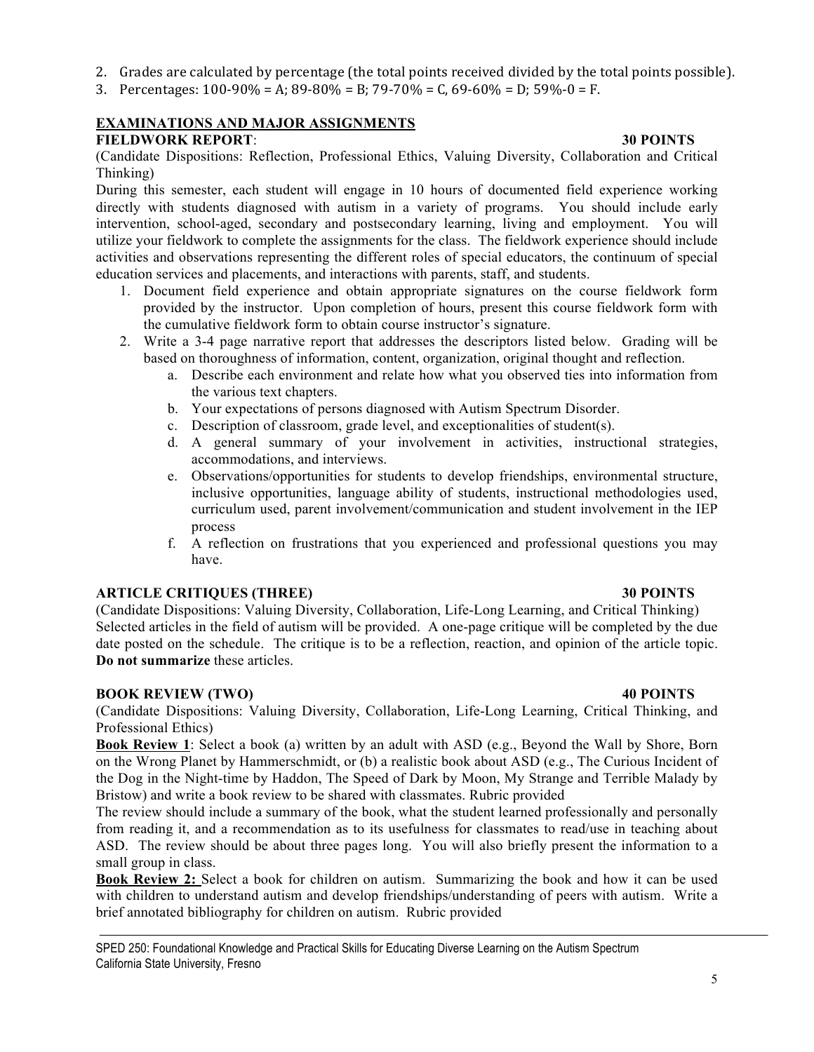2. Grades are calculated by percentage (the total points received divided by the total points possible).
3. Percentages: 100-90% = A; 89-80% = B; 79-70% = C, 69-60% = D; 59%-0 = F.

## EXAMINATIONS AND MAJOR ASSIGNMENTS

### FIELDWORK REPORT: 30 POINTS

(Candidate Dispositions: Reflection, Professional Ethics, Valuing Diversity, Collaboration and Critical Thinking)

During this semester, each student will engage in 10 hours of documented field experience working directly with students diagnosed with autism in a variety of programs. You should include early intervention, school-aged, secondary and postsecondary learning, living and employment. You will utilize your fieldwork to complete the assignments for the class. The fieldwork experience should include activities and observations representing the different roles of special educators, the continuum of special education services and placements, and interactions with parents, staff, and students.

1. Document field experience and obtain appropriate signatures on the course fieldwork form provided by the instructor. Upon completion of hours, present this course fieldwork form with the cumulative fieldwork form to obtain course instructor's signature.
2. Write a 3-4 page narrative report that addresses the descriptors listed below. Grading will be based on thoroughness of information, content, organization, original thought and reflection.
   a. Describe each environment and relate how what you observed ties into information from the various text chapters.
   b. Your expectations of persons diagnosed with Autism Spectrum Disorder.
   c. Description of classroom, grade level, and exceptionalities of student(s).
   d. A general summary of your involvement in activities, instructional strategies, accommodations, and interviews.
   e. Observations/opportunities for students to develop friendships, environmental structure, inclusive opportunities, language ability of students, instructional methodologies used, curriculum used, parent involvement/communication and student involvement in the IEP process
   f. A reflection on frustrations that you experienced and professional questions you may have.

### ARTICLE CRITIQUES (THREE) 30 POINTS

(Candidate Dispositions: Valuing Diversity, Collaboration, Life-Long Learning, and Critical Thinking)

Selected articles in the field of autism will be provided. A one-page critique will be completed by the due date posted on the schedule. The critique is to be a reflection, reaction, and opinion of the article topic. **Do not summarize** these articles.

### BOOK REVIEW (TWO) 40 POINTS

(Candidate Dispositions: Valuing Diversity, Collaboration, Life-Long Learning, Critical Thinking, and Professional Ethics)

**Book Review 1**: Select a book (a) written by an adult with ASD (e.g., Beyond the Wall by Shore, Born on the Wrong Planet by Hammerschmidt, or (b) a realistic book about ASD (e.g., The Curious Incident of the Dog in the Night-time by Haddon, The Speed of Dark by Moon, My Strange and Terrible Malady by Bristow) and write a book review to be shared with classmates. Rubric provided

The review should include a summary of the book, what the student learned professionally and personally from reading it, and a recommendation as to its usefulness for classmates to read/use in teaching about ASD. The review should be about three pages long. You will also briefly present the information to a small group in class.

**Book Review 2:** Select a book for children on autism. Summarizing the book and how it can be used with children to understand autism and develop friendships/understanding of peers with autism. Write a brief annotated bibliography for children on autism. Rubric provided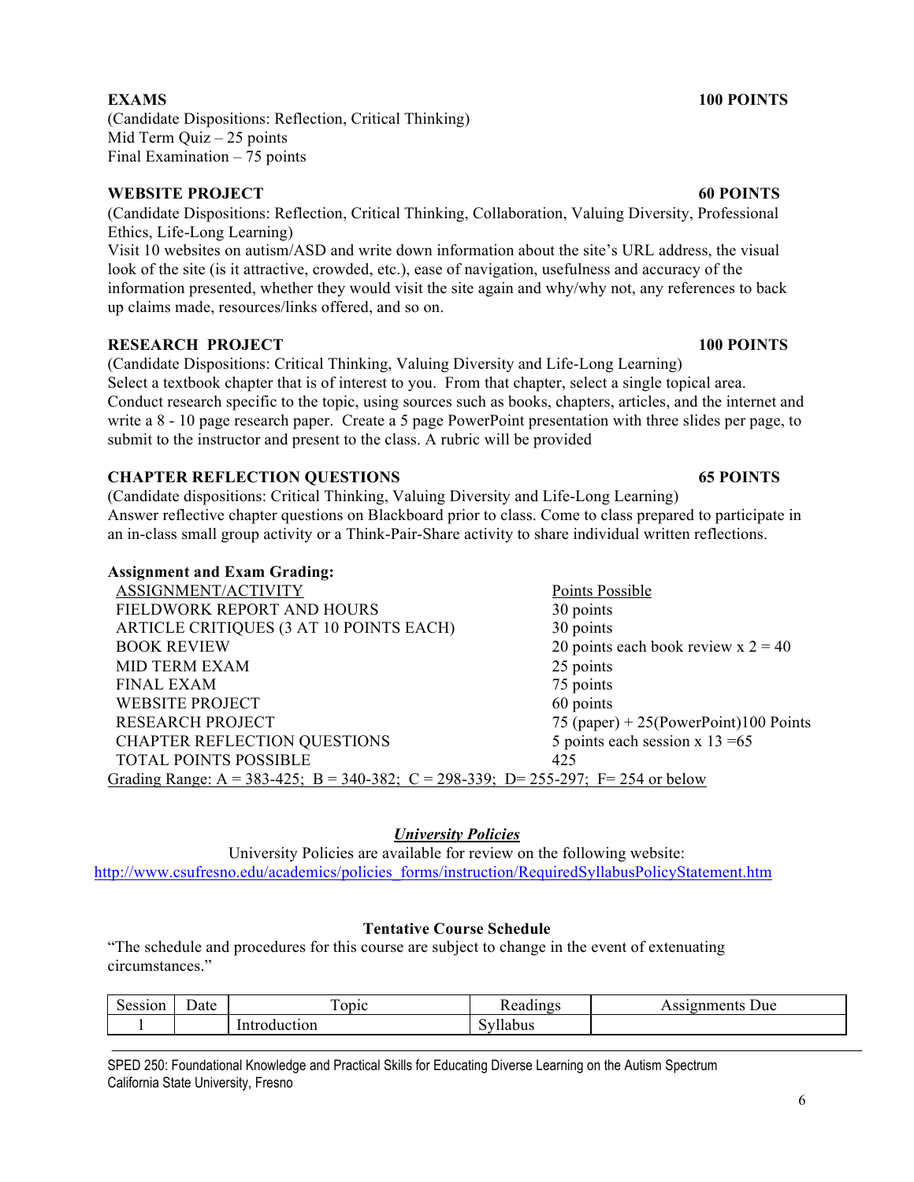**EXAMS 100 POINTS**

(Candidate Dispositions: Reflection, Critical Thinking)
Mid Term Quiz – 25 points
Final Examination – 75 points

**WEBSITE PROJECT 60 POINTS**

(Candidate Dispositions: Reflection, Critical Thinking, Collaboration, Valuing Diversity, Professional Ethics, Life-Long Learning)
Visit 10 websites on autism/ASD and write down information about the site's URL address, the visual look of the site (is it attractive, crowded, etc.), ease of navigation, usefulness and accuracy of the information presented, whether they would visit the site again and why/why not, any references to back up claims made, resources/links offered, and so on.

**RESEARCH PROJECT 100 POINTS**

(Candidate Dispositions: Critical Thinking, Valuing Diversity and Life-Long Learning)
Select a textbook chapter that is of interest to you. From that chapter, select a single topical area. Conduct research specific to the topic, using sources such as books, chapters, articles, and the internet and write a 8 - 10 page research paper. Create a 5 page PowerPoint presentation with three slides per page, to submit to the instructor and present to the class. A rubric will be provided

**CHAPTER REFLECTION QUESTIONS 65 POINTS**

(Candidate dispositions: Critical Thinking, Valuing Diversity and Life-Long Learning)
Answer reflective chapter questions on Blackboard prior to class. Come to class prepared to participate in an in-class small group activity or a Think-Pair-Share activity to share individual written reflections.

**Assignment and Exam Grading:**

| ASSIGNMENT/ACTIVITY | Points Possible |
|---|---|
| FIELDWORK REPORT AND HOURS | 30 points |
| ARTICLE CRITIQUES (3 AT 10 POINTS EACH) | 30 points |
| BOOK REVIEW | 20 points each book review x 2 = 40 |
| MID TERM EXAM | 25 points |
| FINAL EXAM | 75 points |
| WEBSITE PROJECT | 60 points |
| RESEARCH PROJECT | 75 (paper) + 25(PowerPoint)100 Points |
| CHAPTER REFLECTION QUESTIONS | 5 points each session x 13 =65 |
| TOTAL POINTS POSSIBLE | 425 |

Grading Range: A = 383-425; B = 340-382; C = 298-339; D= 255-297; F= 254 or below

## ***University Policies***

University Policies are available for review on the following website:
http://www.csufresno.edu/academics/policies_forms/instruction/RequiredSyllabusPolicyStatement.htm

### Tentative Course Schedule

"The schedule and procedures for this course are subject to change in the event of extenuating circumstances."

| Session | Date | Topic | Readings | Assignments Due |
|---|---|---|---|---|
| 1 | | Introduction | Syllabus | |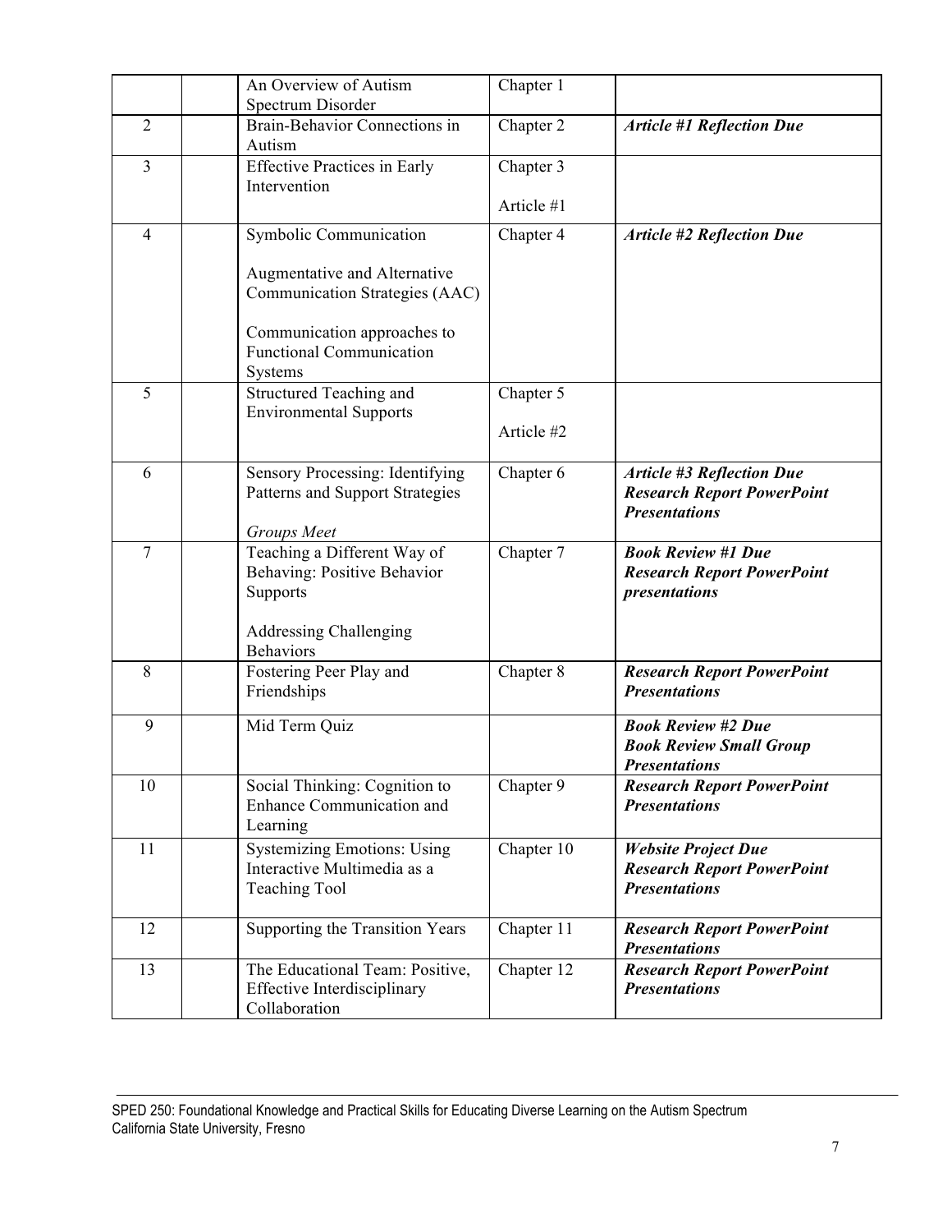| | | | | |
|---|---|---|---|---|
| | | An Overview of Autism Spectrum Disorder | Chapter 1 | |
| 2 | | Brain-Behavior Connections in Autism | Chapter 2 | ***Article #1 Reflection Due*** |
| 3 | | Effective Practices in Early Intervention | Chapter 3<br><br>Article #1 | |
| 4 | | Symbolic Communication<br><br>Augmentative and Alternative Communication Strategies (AAC)<br><br>Communication approaches to Functional Communication Systems | Chapter 4 | ***Article #2 Reflection Due*** |
| 5 | | Structured Teaching and Environmental Supports | Chapter 5<br><br>Article #2 | |
| 6 | | Sensory Processing: Identifying Patterns and Support Strategies<br><br>*Groups Meet* | Chapter 6 | ***Article #3 Reflection Due***<br>***Research Report PowerPoint Presentations*** |
| 7 | | Teaching a Different Way of Behaving: Positive Behavior Supports<br><br>Addressing Challenging Behaviors | Chapter 7 | ***Book Review #1 Due***<br>***Research Report PowerPoint presentations*** |
| 8 | | Fostering Peer Play and Friendships | Chapter 8 | ***Research Report PowerPoint Presentations*** |
| 9 | | Mid Term Quiz | | ***Book Review #2 Due***<br>***Book Review Small Group Presentations*** |
| 10 | | Social Thinking: Cognition to Enhance Communication and Learning | Chapter 9 | ***Research Report PowerPoint Presentations*** |
| 11 | | Systemizing Emotions: Using Interactive Multimedia as a Teaching Tool | Chapter 10 | ***Website Project Due***<br>***Research Report PowerPoint Presentations*** |
| 12 | | Supporting the Transition Years | Chapter 11 | ***Research Report PowerPoint Presentations*** |
| 13 | | The Educational Team: Positive, Effective Interdisciplinary Collaboration | Chapter 12 | ***Research Report PowerPoint Presentations*** |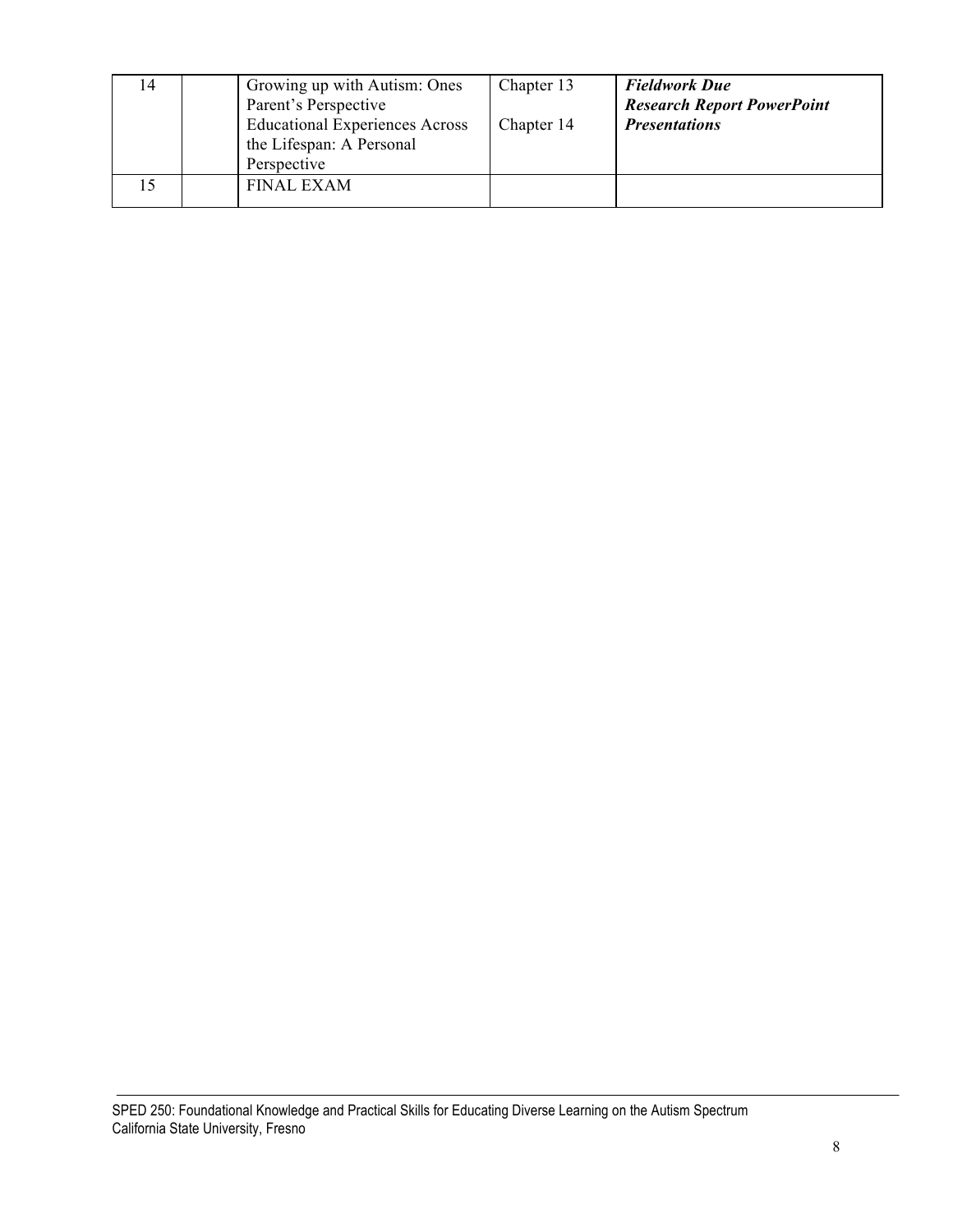| | | | | |
|---|---|---|---|---|
| 14 | | Growing up with Autism: Ones Parent's Perspective<br>Educational Experiences Across the Lifespan: A Personal Perspective | Chapter 13<br><br>Chapter 14 | ***Fieldwork Due***<br>***Research Report PowerPoint Presentations*** |
| 15 | | FINAL EXAM | | |